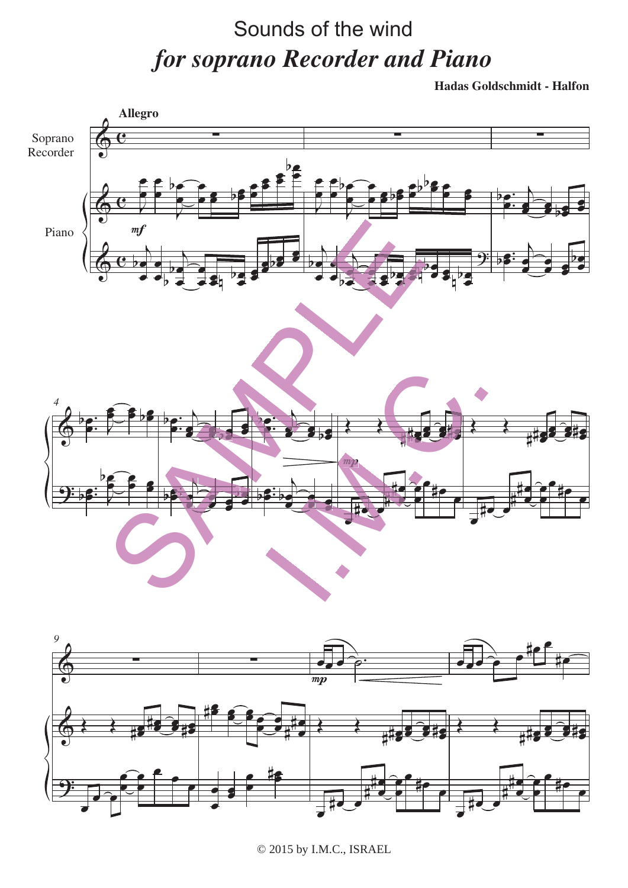# Sounds of the wind

## *for soprano Recorder and Piano*

**Hadas Goldschmidt - Halfon**

**Allegro**

Soprano Recorder

Piano

© 2015 by I.M.C., ISRAEL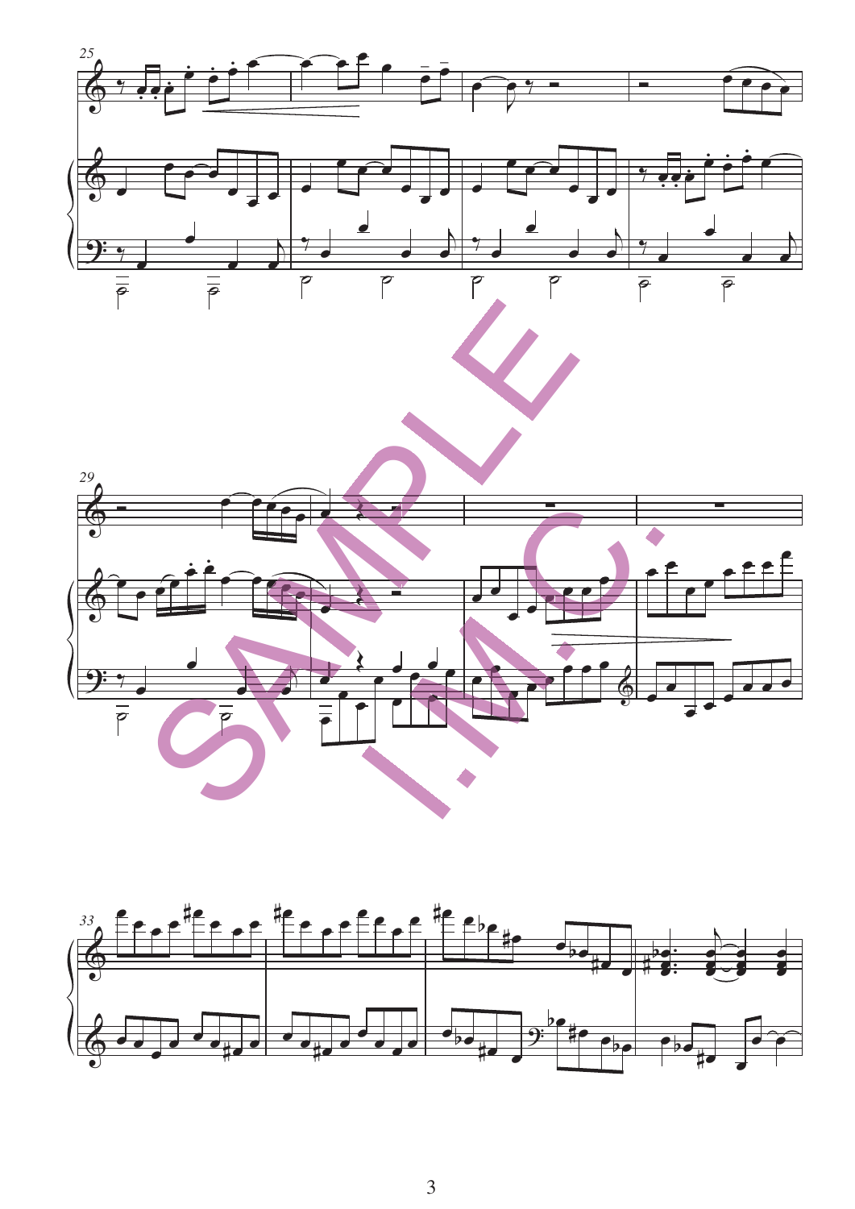25

29

33